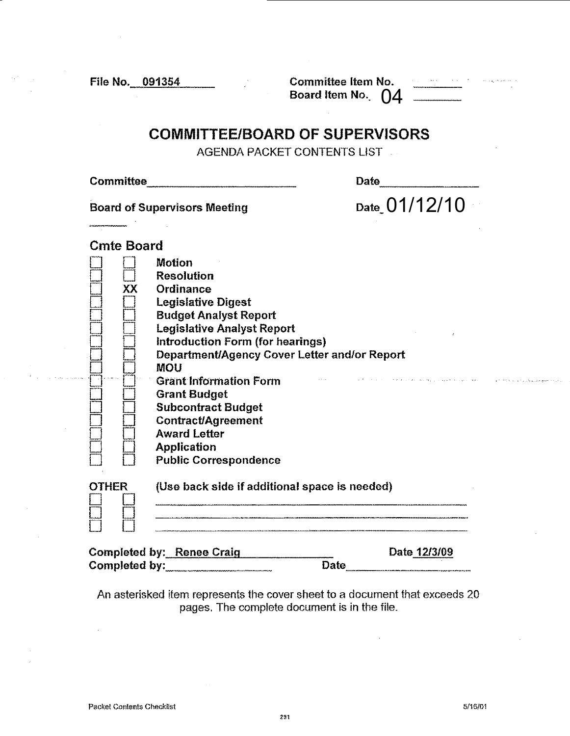File No. 091354

Committee Item No. ________
Board Item No. 04 ________

# COMMITTEE/BOARD OF SUPERVISORS

AGENDA PACKET CONTENTS LIST

Committee ____________________ Date ____________

Board of Supervisors Meeting Date 01/12/10

| Cmte | Board | |
|---|---|---|
| ☐ | ☐ | Motion |
| ☐ | ☐ | Resolution |
| ☐ | XX | Ordinance |
| ☐ | ☐ | Legislative Digest |
| ☐ | ☐ | Budget Analyst Report |
| ☐ | ☐ | Legislative Analyst Report |
| ☐ | ☐ | Introduction Form (for hearings) |
| ☐ | ☐ | Department/Agency Cover Letter and/or Report |
| ☐ | ☐ | MOU |
| ☐ | ☐ | Grant Information Form |
| ☐ | ☐ | Grant Budget |
| ☐ | ☐ | Subcontract Budget |
| ☐ | ☐ | Contract/Agreement |
| ☐ | ☐ | Award Letter |
| ☐ | ☐ | Application |
| ☐ | ☐ | Public Correspondence |

OTHER (Use back side if additional space is needed)

| | | |
|---|---|---|
| ☐ | ☐ | ________________________ |
| ☐ | ☐ | ________________________ |
| ☐ | ☐ | ________________________ |

Completed by: Renee Craig Date 12/3/09
Completed by: ____________ Date ____________

An asterisked item represents the cover sheet to a document that exceeds 20 pages. The complete document is in the file.

Packet Contents Checklist 5/16/01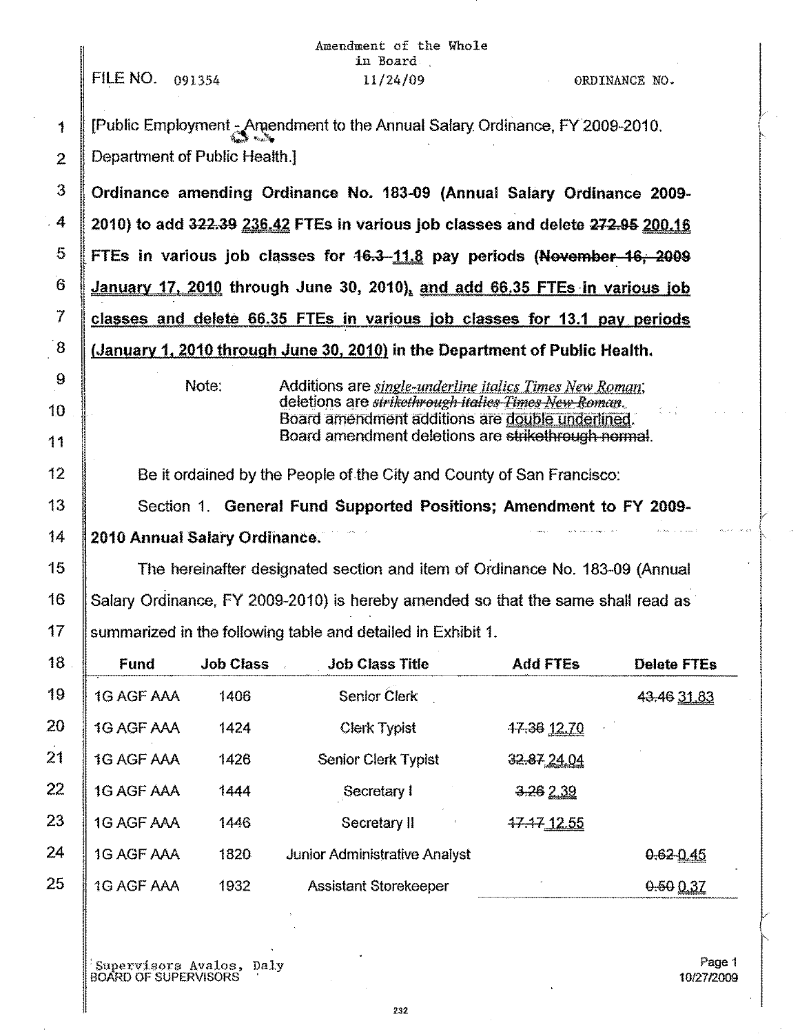Amendment of the Whole
in Board
11/24/09

FILE NO. 091354

ORDINANCE NO.

[Public Employment - Amendment to the Annual Salary Ordinance, FY 2009-2010. Department of Public Health.]

**Ordinance amending Ordinance No. 183-09 (Annual Salary Ordinance 2009-2010) to add ~~322.39~~ 236.42 FTEs in various job classes and delete ~~272.95~~ 200.16 FTEs in various job classes for ~~16.3~~ 11.8 pay periods (~~November 16, 2009~~ January 17, 2010 through June 30, 2010), and add 66.35 FTEs in various job classes and delete 66.35 FTEs in various job classes for 13.1 pay periods (January 1, 2010 through June 30, 2010) in the Department of Public Health.**

Note: Additions are *single-underline italics Times New Roman*; deletions are ~~*strikethrough italics Times New Roman*~~. Board amendment additions are double underlined. Board amendment deletions are ~~strikethrough normal~~.

Be it ordained by the People of the City and County of San Francisco:

Section 1. **General Fund Supported Positions; Amendment to FY 2009-2010 Annual Salary Ordinance.**

The hereinafter designated section and item of Ordinance No. 183-09 (Annual Salary Ordinance, FY 2009-2010) is hereby amended so that the same shall read as summarized in the following table and detailed in Exhibit 1.

| Fund | Job Class | Job Class Title | Add FTEs | Delete FTEs |
|---|---|---|---|---|
| 1G AGF AAA | 1406 | Senior Clerk | | ~~43.46~~ 31.83 |
| 1G AGF AAA | 1424 | Clerk Typist | ~~17.36~~ 12.70 | |
| 1G AGF AAA | 1426 | Senior Clerk Typist | ~~32.87~~ 24.04 | |
| 1G AGF AAA | 1444 | Secretary I | ~~3.26~~ 2.39 | |
| 1G AGF AAA | 1446 | Secretary II | ~~17.17~~ 12.55 | |
| 1G AGF AAA | 1820 | Junior Administrative Analyst | | ~~0.62~~ 0.45 |
| 1G AGF AAA | 1932 | Assistant Storekeeper | | ~~0.50~~ 0.37 |

Supervisors Avalos, Daly
BOARD OF SUPERVISORS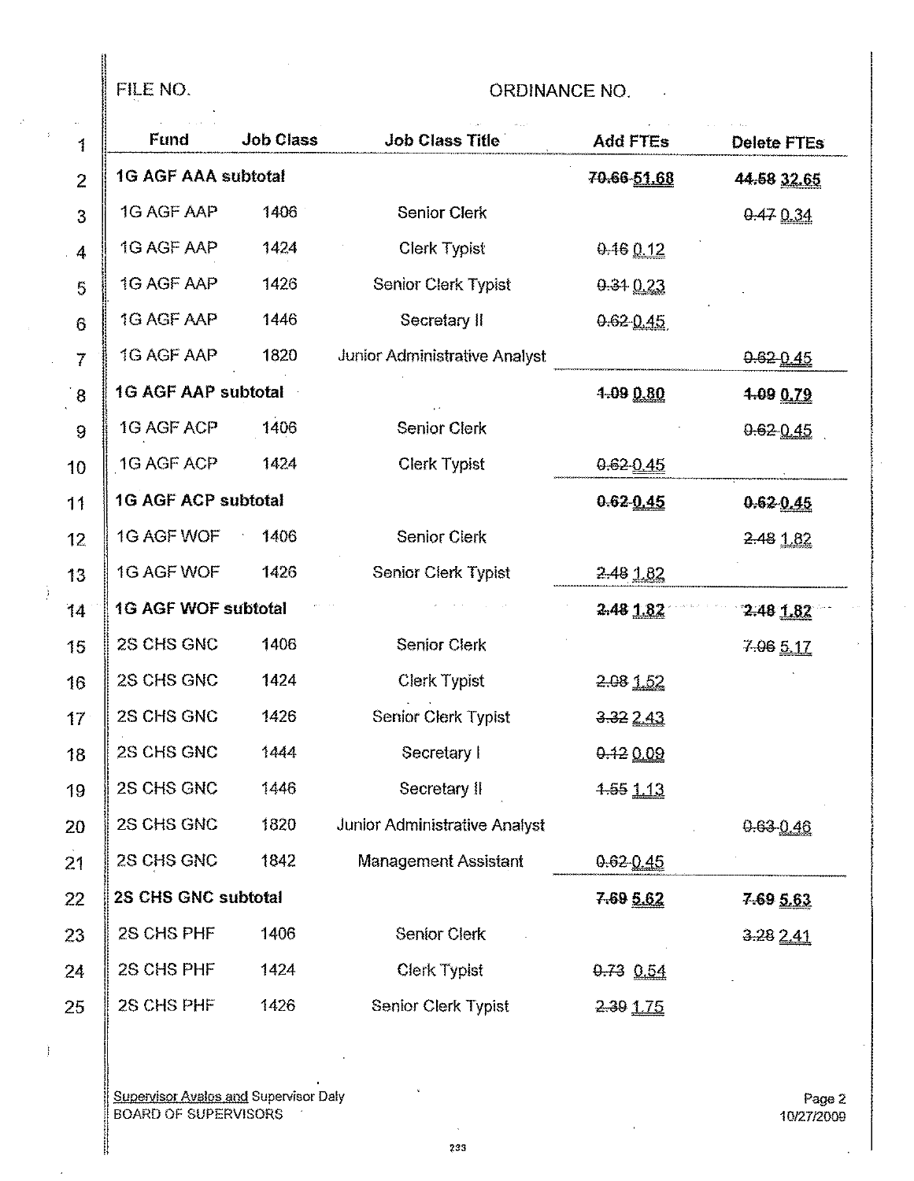FILE NO. ORDINANCE NO.

| Fund | Job Class | Job Class Title | Add FTEs | Delete FTEs |
|---|---|---|---|---|
| **1G AGF AAA subtotal** | | | **~~70.66~~ 51.68** | **~~44.58~~ 32.65** |
| 1G AGF AAP | 1406 | Senior Clerk | | ~~0.47~~ 0.34 |
| 1G AGF AAP | 1424 | Clerk Typist | ~~0.16~~ 0.12 | |
| 1G AGF AAP | 1426 | Senior Clerk Typist | ~~0.31~~ 0.23 | |
| 1G AGF AAP | 1446 | Secretary II | ~~0.62~~ 0.45 | |
| 1G AGF AAP | 1820 | Junior Administrative Analyst | | ~~0.62~~ 0.45 |
| **1G AGF AAP subtotal** | | | **~~1.09~~ 0.80** | **~~1.09~~ 0.79** |
| 1G AGF ACP | 1406 | Senior Clerk | | ~~0.62~~ 0.45 |
| 1G AGF ACP | 1424 | Clerk Typist | ~~0.62~~ 0.45 | |
| **1G AGF ACP subtotal** | | | **~~0.62~~ 0.45** | **~~0.62~~ 0.45** |
| 1G AGF WOF | 1406 | Senior Clerk | | ~~2.48~~ 1.82 |
| 1G AGF WOF | 1426 | Senior Clerk Typist | ~~2.48~~ 1.82 | |
| **1G AGF WOF subtotal** | | | **~~2.48~~ 1.82** | **~~2.48~~ 1.82** |
| 2S CHS GNC | 1406 | Senior Clerk | | ~~7.06~~ 5.17 |
| 2S CHS GNC | 1424 | Clerk Typist | ~~2.08~~ 1.52 | |
| 2S CHS GNC | 1426 | Senior Clerk Typist | ~~3.32~~ 2.43 | |
| 2S CHS GNC | 1444 | Secretary I | ~~0.12~~ 0.09 | |
| 2S CHS GNC | 1446 | Secretary II | ~~1.55~~ 1.13 | |
| 2S CHS GNC | 1820 | Junior Administrative Analyst | | ~~0.63~~ 0.46 |
| 2S CHS GNC | 1842 | Management Assistant | ~~0.62~~ 0.45 | |
| **2S CHS GNC subtotal** | | | **~~7.69~~ 5.62** | **~~7.69~~ 5.63** |
| 2S CHS PHF | 1406 | Senior Clerk | | ~~3.28~~ 2.41 |
| 2S CHS PHF | 1424 | Clerk Typist | ~~0.73~~ 0.54 | |
| 2S CHS PHF | 1426 | Senior Clerk Typist | ~~2.39~~ 1.75 | |

Supervisor Avalos and Supervisor Daly
BOARD OF SUPERVISORS

10/27/2009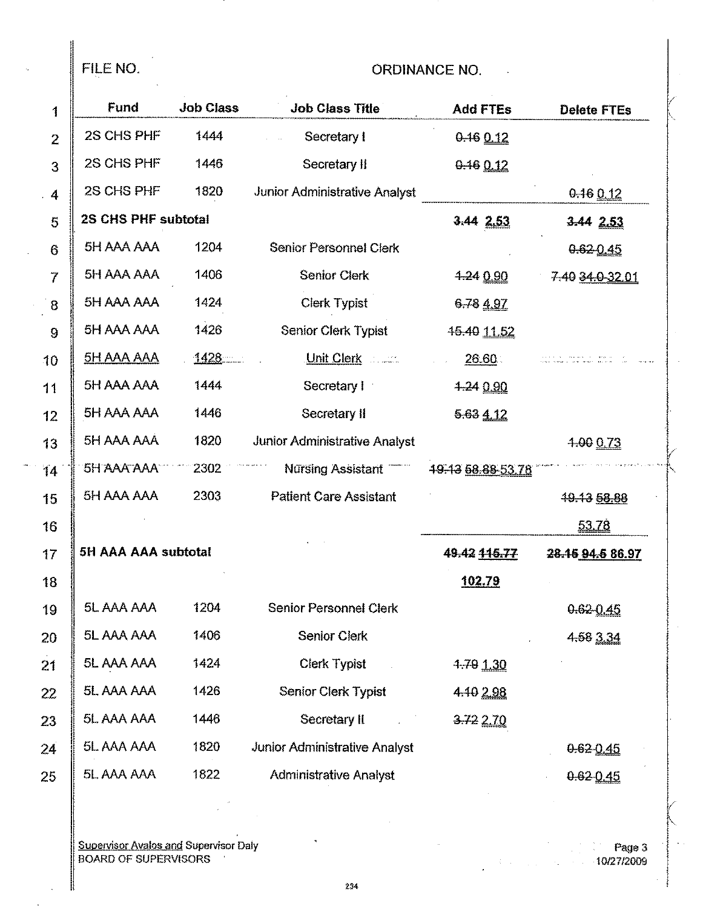FILE NO. ORDINANCE NO.

| Fund | Job Class | Job Class Title | Add FTEs | Delete FTEs |
|---|---|---|---|---|
| 2S CHS PHF | 1444 | Secretary I | ~~0.16~~ 0.12 | |
| 2S CHS PHF | 1446 | Secretary II | ~~0.16~~ 0.12 | |
| 2S CHS PHF | 1820 | Junior Administrative Analyst | | ~~0.16~~ 0.12 |
| **2S CHS PHF subtotal** | | | **~~3.44~~ 2.53** | **~~3.44~~ 2.53** |
| 5H AAA AAA | 1204 | Senior Personnel Clerk | | ~~0.62~~ 0.45 |
| 5H AAA AAA | 1406 | Senior Clerk | ~~1.24~~ 0.90 | ~~7.40~~ ~~34.0~~ 32.01 |
| 5H AAA AAA | 1424 | Clerk Typist | ~~6.78~~ 4.97 | |
| 5H AAA AAA | 1426 | Senior Clerk Typist | ~~15.40~~ 11.52 | |
| 5H AAA AAA | 1428 | Unit Clerk | 26.60 | |
| 5H AAA AAA | 1444 | Secretary I | ~~1.24~~ 0.90 | |
| 5H AAA AAA | 1446 | Secretary II | ~~5.63~~ 4.12 | |
| 5H AAA AAA | 1820 | Junior Administrative Analyst | | ~~1.00~~ 0.73 |
| 5H AAA AAA | 2302 | Nursing Assistant | ~~19.13~~ ~~58.88~~ 53.78 | |
| 5H AAA AAA | 2303 | Patient Care Assistant | | ~~19.13~~ ~~58.88~~ 53.78 |
| **5H AAA AAA subtotal** | | | **~~49.42~~ ~~115.77~~ 102.79** | **~~28.15~~ ~~94.6~~ 86.97** |
| 5L AAA AAA | 1204 | Senior Personnel Clerk | | ~~0.62~~ 0.45 |
| 5L AAA AAA | 1406 | Senior Clerk | | ~~4.58~~ 3.34 |
| 5L AAA AAA | 1424 | Clerk Typist | ~~1.79~~ 1.30 | |
| 5L AAA AAA | 1426 | Senior Clerk Typist | ~~4.10~~ 2.98 | |
| 5L AAA AAA | 1446 | Secretary II | ~~3.72~~ 2.70 | |
| 5L AAA AAA | 1820 | Junior Administrative Analyst | | ~~0.62~~ 0.45 |
| 5L AAA AAA | 1822 | Administrative Analyst | | ~~0.62~~ 0.45 |

Supervisor Avalos and Supervisor Daly
BOARD OF SUPERVISORS

10/27/2009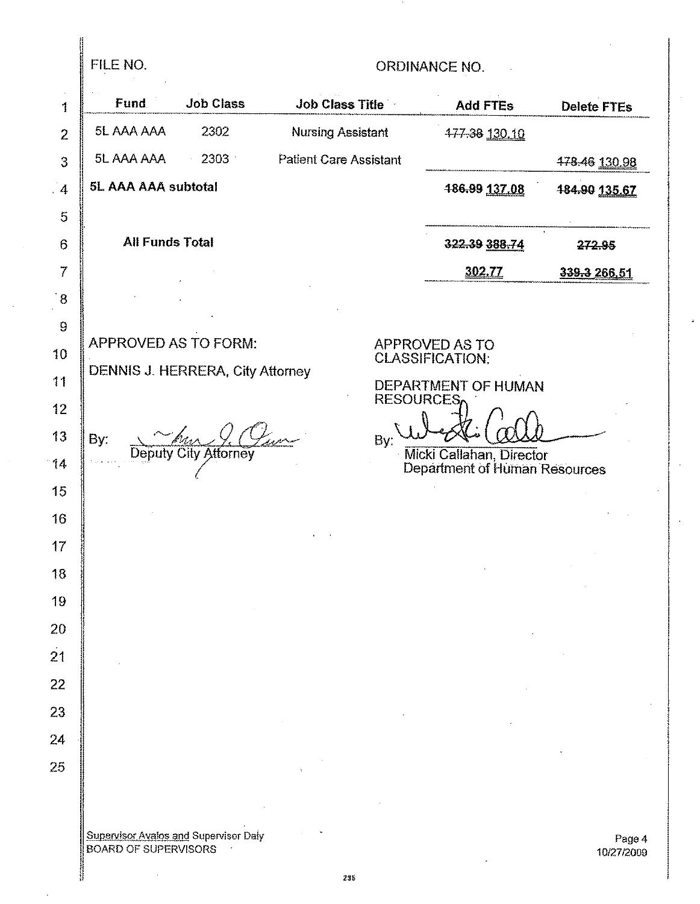FILE NO. ORDINANCE NO.

| Fund | Job Class | Job Class Title | Add FTEs | Delete FTEs |
|---|---|---|---|---|
| 5L AAA AAA | 2302 | Nursing Assistant | ~~177.38~~ 130.10 | |
| 5L AAA AAA | 2303 | Patient Care Assistant | | ~~178.46~~ 130.98 |
| **5L AAA AAA subtotal** | | | **~~186.99~~ 137.08** | **~~184.90~~ 135.67** |
| | | | | |
| **All Funds Total** | | | **~~322.39~~ ~~388.74~~** | **~~272.95~~** |
| | | | **302.77** | **~~339.3~~ 266.51** |

APPROVED AS TO FORM:

DENNIS J. HERRERA, City Attorney

By: _[signature]_
Deputy City Attorney

APPROVED AS TO CLASSIFICATION:

DEPARTMENT OF HUMAN RESOURCES

By: _[signature]_
Micki Callahan, Director
Department of Human Resources

Supervisor Avalos and Supervisor Daly
BOARD OF SUPERVISORS

10/27/2009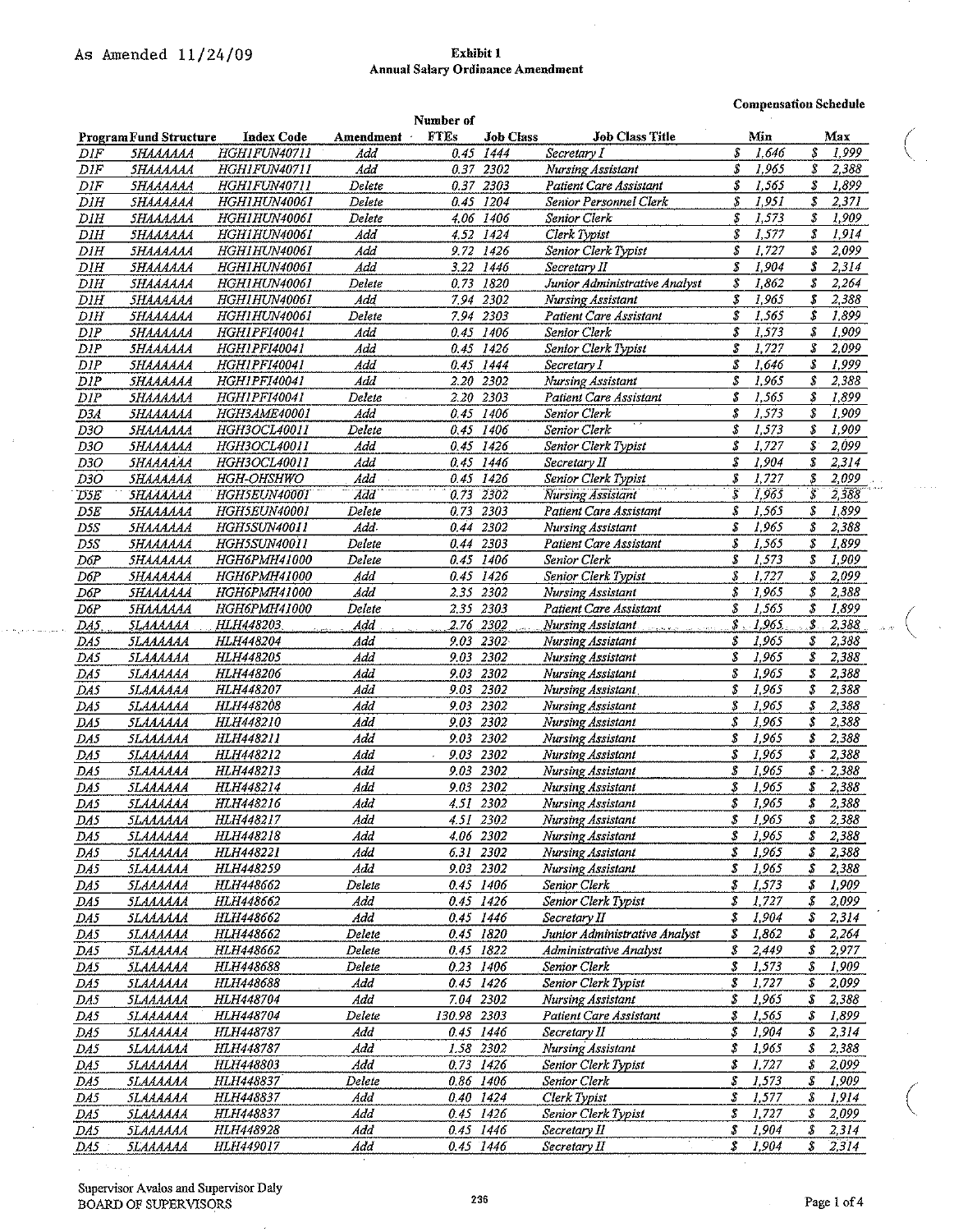As Amended 11/24/09

**Exhibit 1**
**Annual Salary Ordinance Amendment**

**Compensation Schedule**

| Program | Fund Structure | Index Code | Amendment | Number of FTEs | Job Class | Job Class Title | Min | Max |
|---|---|---|---|---|---|---|---|---|
| D1F | 5HAAAAAA | HGH1FUN40711 | Add | 0.45 | 1444 | Secretary I | $ 1,646 | $ 1,999 |
| D1F | 5HAAAAAA | HGH1FUN40711 | Add | 0.37 | 2302 | Nursing Assistant | $ 1,965 | $ 2,388 |
| D1F | 5HAAAAAA | HGH1FUN40711 | Delete | 0.37 | 2303 | Patient Care Assistant | $ 1,565 | $ 1,899 |
| D1H | 5HAAAAAA | HGH1HUN40061 | Delete | 0.45 | 1204 | Senior Personnel Clerk | $ 1,951 | $ 2,371 |
| D1H | 5HAAAAAA | HGH1HUN40061 | Delete | 4.06 | 1406 | Senior Clerk | $ 1,573 | $ 1,909 |
| D1H | 5HAAAAAA | HGH1HUN40061 | Add | 4.52 | 1424 | Clerk Typist | $ 1,577 | $ 1,914 |
| D1H | 5HAAAAAA | HGH1HUN40061 | Add | 9.72 | 1426 | Senior Clerk Typist | $ 1,727 | $ 2,099 |
| D1H | 5HAAAAAA | HGH1HUN40061 | Add | 3.22 | 1446 | Secretary II | $ 1,904 | $ 2,314 |
| D1H | 5HAAAAAA | HGH1HUN40061 | Delete | 0.73 | 1820 | Junior Administrative Analyst | $ 1,862 | $ 2,264 |
| D1H | 5HAAAAAA | HGH1HUN40061 | Add | 7.94 | 2302 | Nursing Assistant | $ 1,965 | $ 2,388 |
| D1H | 5HAAAAAA | HGH1HUN40061 | Delete | 7.94 | 2303 | Patient Care Assistant | $ 1,565 | $ 1,899 |
| D1P | 5HAAAAAA | HGH1PFI40041 | Add | 0.45 | 1406 | Senior Clerk | $ 1,573 | $ 1,909 |
| D1P | 5HAAAAAA | HGH1PFI40041 | Add | 0.45 | 1426 | Senior Clerk Typist | $ 1,727 | $ 2,099 |
| D1P | 5HAAAAAA | HGH1PFI40041 | Add | 0.45 | 1444 | Secretary I | $ 1,646 | $ 1,999 |
| D1P | 5HAAAAAA | HGH1PFI40041 | Add | 2.20 | 2302 | Nursing Assistant | $ 1,965 | $ 2,388 |
| D1P | 5HAAAAAA | HGH1PFI40041 | Delete | 2.20 | 2303 | Patient Care Assistant | $ 1,565 | $ 1,899 |
| D3A | 5HAAAAAA | HGH3AME40001 | Add | 0.45 | 1406 | Senior Clerk | $ 1,573 | $ 1,909 |
| D3O | 5HAAAAAA | HGH3OCL40011 | Delete | 0.45 | 1406 | Senior Clerk | $ 1,573 | $ 1,909 |
| D3O | 5HAAAAAA | HGH3OCL40011 | Add | 0.45 | 1426 | Senior Clerk Typist | $ 1,727 | $ 2,099 |
| D3O | 5HAAAAAA | HGH3OCL40011 | Add | 0.45 | 1446 | Secretary II | $ 1,904 | $ 2,314 |
| D3O | 5HAAAAAA | HGH-OHSHWO | Add | 0.45 | 1426 | Senior Clerk Typist | $ 1,727 | $ 2,099 |
| D5E | 5HAAAAAA | HGH5EUN40001 | Add | 0.73 | 2302 | Nursing Assistant | $ 1,965 | $ 2,388 |
| D5E | 5HAAAAAA | HGH5EUN40001 | Delete | 0.73 | 2303 | Patient Care Assistant | $ 1,565 | $ 1,899 |
| D5S | 5HAAAAAA | HGH5SUN40011 | Add | 0.44 | 2302 | Nursing Assistant | $ 1,965 | $ 2,388 |
| D5S | 5HAAAAAA | HGH5SUN40011 | Delete | 0.44 | 2303 | Patient Care Assistant | $ 1,565 | $ 1,899 |
| D6P | 5HAAAAAA | HGH6PMH41000 | Delete | 0.45 | 1406 | Senior Clerk | $ 1,573 | $ 1,909 |
| D6P | 5HAAAAAA | HGH6PMH41000 | Add | 0.45 | 1426 | Senior Clerk Typist | $ 1,727 | $ 2,099 |
| D6P | 5HAAAAAA | HGH6PMH41000 | Add | 2.35 | 2302 | Nursing Assistant | $ 1,965 | $ 2,388 |
| D6P | 5HAAAAAA | HGH6PMH41000 | Delete | 2.35 | 2303 | Patient Care Assistant | $ 1,565 | $ 1,899 |
| DA5 | 5LAAAAAA | HLH448203 | Add | 2.76 | 2302 | Nursing Assistant | $ 1,965 | $ 2,388 |
| DA5 | 5LAAAAAA | HLH448204 | Add | 9.03 | 2302 | Nursing Assistant | $ 1,965 | $ 2,388 |
| DA5 | 5LAAAAAA | HLH448205 | Add | 9.03 | 2302 | Nursing Assistant | $ 1,965 | $ 2,388 |
| DA5 | 5LAAAAAA | HLH448206 | Add | 9.03 | 2302 | Nursing Assistant | $ 1,965 | $ 2,388 |
| DA5 | 5LAAAAAA | HLH448207 | Add | 9.03 | 2302 | Nursing Assistant | $ 1,965 | $ 2,388 |
| DA5 | 5LAAAAAA | HLH448208 | Add | 9.03 | 2302 | Nursing Assistant | $ 1,965 | $ 2,388 |
| DA5 | 5LAAAAAA | HLH448210 | Add | 9.03 | 2302 | Nursing Assistant | $ 1,965 | $ 2,388 |
| DA5 | 5LAAAAAA | HLH448211 | Add | 9.03 | 2302 | Nursing Assistant | $ 1,965 | $ 2,388 |
| DA5 | 5LAAAAAA | HLH448212 | Add | 9.03 | 2302 | Nursing Assistant | $ 1,965 | $ 2,388 |
| DA5 | 5LAAAAAA | HLH448213 | Add | 9.03 | 2302 | Nursing Assistant | $ 1,965 | $ 2,388 |
| DA5 | 5LAAAAAA | HLH448214 | Add | 9.03 | 2302 | Nursing Assistant | $ 1,965 | $ 2,388 |
| DA5 | 5LAAAAAA | HLH448216 | Add | 4.51 | 2302 | Nursing Assistant | $ 1,965 | $ 2,388 |
| DA5 | 5LAAAAAA | HLH448217 | Add | 4.51 | 2302 | Nursing Assistant | $ 1,965 | $ 2,388 |
| DA5 | 5LAAAAAA | HLH448218 | Add | 4.06 | 2302 | Nursing Assistant | $ 1,965 | $ 2,388 |
| DA5 | 5LAAAAAA | HLH448221 | Add | 6.31 | 2302 | Nursing Assistant | $ 1,965 | $ 2,388 |
| DA5 | 5LAAAAAA | HLH448259 | Add | 9.03 | 2302 | Nursing Assistant | $ 1,965 | $ 2,388 |
| DA5 | 5LAAAAAA | HLH448662 | Delete | 0.45 | 1406 | Senior Clerk | $ 1,573 | $ 1,909 |
| DA5 | 5LAAAAAA | HLH448662 | Add | 0.45 | 1426 | Senior Clerk Typist | $ 1,727 | $ 2,099 |
| DA5 | 5LAAAAAA | HLH448662 | Add | 0.45 | 1446 | Secretary II | $ 1,904 | $ 2,314 |
| DA5 | 5LAAAAAA | HLH448662 | Delete | 0.45 | 1820 | Junior Administrative Analyst | $ 1,862 | $ 2,264 |
| DA5 | 5LAAAAAA | HLH448662 | Delete | 0.45 | 1822 | Administrative Analyst | $ 2,449 | $ 2,977 |
| DA5 | 5LAAAAAA | HLH448688 | Delete | 0.23 | 1406 | Senior Clerk | $ 1,573 | $ 1,909 |
| DA5 | 5LAAAAAA | HLH448688 | Add | 0.45 | 1426 | Senior Clerk Typist | $ 1,727 | $ 2,099 |
| DA5 | 5LAAAAAA | HLH448704 | Add | 7.04 | 2302 | Nursing Assistant | $ 1,965 | $ 2,388 |
| DA5 | 5LAAAAAA | HLH448704 | Delete | 130.98 | 2303 | Patient Care Assistant | $ 1,565 | $ 1,899 |
| DA5 | 5LAAAAAA | HLH448787 | Add | 0.45 | 1446 | Secretary II | $ 1,904 | $ 2,314 |
| DA5 | 5LAAAAAA | HLH448787 | Add | 1.58 | 2302 | Nursing Assistant | $ 1,965 | $ 2,388 |
| DA5 | 5LAAAAAA | HLH448803 | Add | 0.73 | 1426 | Senior Clerk Typist | $ 1,727 | $ 2,099 |
| DA5 | 5LAAAAAA | HLH448837 | Delete | 0.86 | 1406 | Senior Clerk | $ 1,573 | $ 1,909 |
| DA5 | 5LAAAAAA | HLH448837 | Add | 0.40 | 1424 | Clerk Typist | $ 1,577 | $ 1,914 |
| DA5 | 5LAAAAAA | HLH448837 | Add | 0.45 | 1426 | Senior Clerk Typist | $ 1,727 | $ 2,099 |
| DA5 | 5LAAAAAA | HLH448928 | Add | 0.45 | 1446 | Secretary II | $ 1,904 | $ 2,314 |
| DA5 | 5LAAAAAA | HLH449017 | Add | 0.45 | 1446 | Secretary II | $ 1,904 | $ 2,314 |

Supervisor Avalos and Supervisor Daly
BOARD OF SUPERVISORS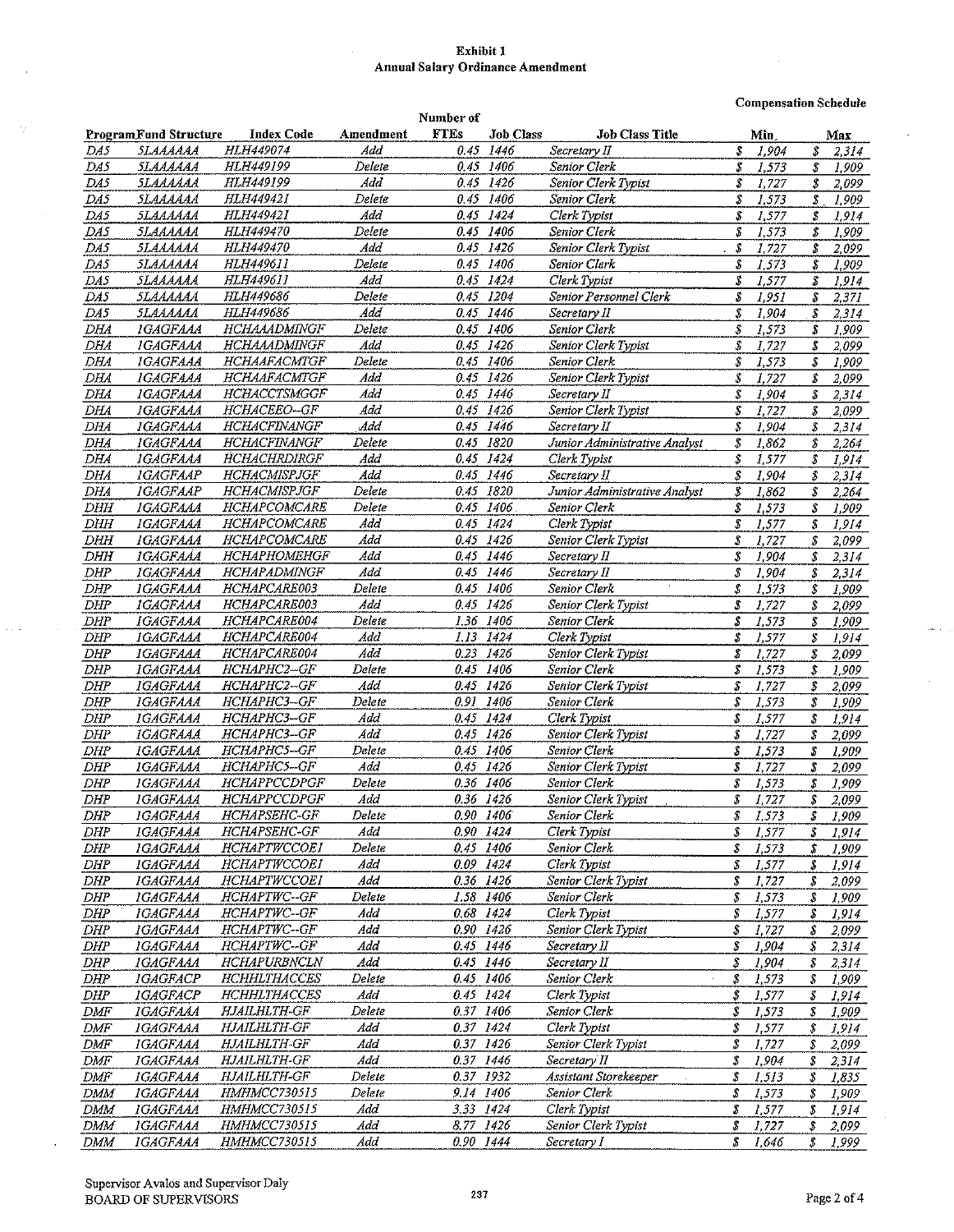**Exhibit 1**
**Annual Salary Ordinance Amendment**

**Compensation Schedule**

| Program | Fund Structure | Index Code | Amendment | Number of FTEs | Job Class | Job Class Title | Min | Max |
|---|---|---|---|---|---|---|---|---|
| DA5 | 5LAAAAAA | HLH449074 | Add | 0.45 | 1446 | Secretary II | $ 1,904 | $ 2,314 |
| DA5 | 5LAAAAAA | HLH449199 | Delete | 0.45 | 1406 | Senior Clerk | $ 1,573 | $ 1,909 |
| DA5 | 5LAAAAAA | HLH449199 | Add | 0.45 | 1426 | Senior Clerk Typist | $ 1,727 | $ 2,099 |
| DA5 | 5LAAAAAA | HLH449421 | Delete | 0.45 | 1406 | Senior Clerk | $ 1,573 | $ 1,909 |
| DA5 | 5LAAAAAA | HLH449421 | Add | 0.45 | 1424 | Clerk Typist | $ 1,577 | $ 1,914 |
| DA5 | 5LAAAAAA | HLH449470 | Delete | 0.45 | 1406 | Senior Clerk | $ 1,573 | $ 1,909 |
| DA5 | 5LAAAAAA | HLH449470 | Add | 0.45 | 1426 | Senior Clerk Typist | $ 1,727 | $ 2,099 |
| DA5 | 5LAAAAAA | HLH449611 | Delete | 0.45 | 1406 | Senior Clerk | $ 1,573 | $ 1,909 |
| DA5 | 5LAAAAAA | HLH449611 | Add | 0.45 | 1424 | Clerk Typist | $ 1,577 | $ 1,914 |
| DA5 | 5LAAAAAA | HLH449686 | Delete | 0.45 | 1204 | Senior Personnel Clerk | $ 1,951 | $ 2,371 |
| DA5 | 5LAAAAAA | HLH449686 | Add | 0.45 | 1446 | Secretary II | $ 1,904 | $ 2,314 |
| DHA | 1GAGFAAA | HCHAAADMINGF | Delete | 0.45 | 1406 | Senior Clerk | $ 1,573 | $ 1,909 |
| DHA | 1GAGFAAA | HCHAAADMINGF | Add | 0.45 | 1426 | Senior Clerk Typist | $ 1,727 | $ 2,099 |
| DHA | 1GAGFAAA | HCHAAFACMTGF | Delete | 0.45 | 1406 | Senior Clerk | $ 1,573 | $ 1,909 |
| DHA | 1GAGFAAA | HCHAAFACMTGF | Add | 0.45 | 1426 | Senior Clerk Typist | $ 1,727 | $ 2,099 |
| DHA | 1GAGFAAA | HCHACCTSMGGF | Add | 0.45 | 1446 | Secretary II | $ 1,904 | $ 2,314 |
| DHA | 1GAGFAAA | HCHACEEO--GF | Add | 0.45 | 1426 | Senior Clerk Typist | $ 1,727 | $ 2,099 |
| DHA | 1GAGFAAA | HCHACFINANGF | Add | 0.45 | 1446 | Secretary II | $ 1,904 | $ 2,314 |
| DHA | 1GAGFAAA | HCHACFINANGF | Delete | 0.45 | 1820 | Junior Administrative Analyst | $ 1,862 | $ 2,264 |
| DHA | 1GAGFAAA | HCHACHRDIRGF | Add | 0.45 | 1424 | Clerk Typist | $ 1,577 | $ 1,914 |
| DHA | 1GAGFAAP | HCHACMISPJGF | Add | 0.45 | 1446 | Secretary II | $ 1,904 | $ 2,314 |
| DHA | 1GAGFAAP | HCHACMISPJGF | Delete | 0.45 | 1820 | Junior Administrative Analyst | $ 1,862 | $ 2,264 |
| DHH | 1GAGFAAA | HCHAPCOMCARE | Delete | 0.45 | 1406 | Senior Clerk | $ 1,573 | $ 1,909 |
| DHH | 1GAGFAAA | HCHAPCOMCARE | Add | 0.45 | 1424 | Clerk Typist | $ 1,577 | $ 1,914 |
| DHH | 1GAGFAAA | HCHAPCOMCARE | Add | 0.45 | 1426 | Senior Clerk Typist | $ 1,727 | $ 2,099 |
| DHH | 1GAGFAAA | HCHAPHOMEHGF | Add | 0.45 | 1446 | Secretary II | $ 1,904 | $ 2,314 |
| DHP | 1GAGFAAA | HCHAPADMINGF | Add | 0.45 | 1446 | Secretary II | $ 1,904 | $ 2,314 |
| DHP | 1GAGFAAA | HCHAPCARE003 | Delete | 0.45 | 1406 | Senior Clerk | $ 1,573 | $ 1,909 |
| DHP | 1GAGFAAA | HCHAPCARE003 | Add | 0.45 | 1426 | Senior Clerk Typist | $ 1,727 | $ 2,099 |
| DHP | 1GAGFAAA | HCHAPCARE004 | Delete | 1.36 | 1406 | Senior Clerk | $ 1,573 | $ 1,909 |
| DHP | 1GAGFAAA | HCHAPCARE004 | Add | 1.13 | 1424 | Clerk Typist | $ 1,577 | $ 1,914 |
| DHP | 1GAGFAAA | HCHAPCARE004 | Add | 0.23 | 1426 | Senior Clerk Typist | $ 1,727 | $ 2,099 |
| DHP | 1GAGFAAA | HCHAPHC2--GF | Delete | 0.45 | 1406 | Senior Clerk | $ 1,573 | $ 1,909 |
| DHP | 1GAGFAAA | HCHAPHC2--GF | Add | 0.45 | 1426 | Senior Clerk Typist | $ 1,727 | $ 2,099 |
| DHP | 1GAGFAAA | HCHAPHC3--GF | Delete | 0.91 | 1406 | Senior Clerk | $ 1,573 | $ 1,909 |
| DHP | 1GAGFAAA | HCHAPHC3--GF | Add | 0.45 | 1424 | Clerk Typist | $ 1,577 | $ 1,914 |
| DHP | 1GAGFAAA | HCHAPHC3--GF | Add | 0.45 | 1426 | Senior Clerk Typist | $ 1,727 | $ 2,099 |
| DHP | 1GAGFAAA | HCHAPHC5--GF | Delete | 0.45 | 1406 | Senior Clerk | $ 1,573 | $ 1,909 |
| DHP | 1GAGFAAA | HCHAPHC5--GF | Add | 0.45 | 1426 | Senior Clerk Typist | $ 1,727 | $ 2,099 |
| DHP | 1GAGFAAA | HCHAPPCCDPGF | Delete | 0.36 | 1406 | Senior Clerk | $ 1,573 | $ 1,909 |
| DHP | 1GAGFAAA | HCHAPPCCDPGF | Add | 0.36 | 1426 | Senior Clerk Typist | $ 1,727 | $ 2,099 |
| DHP | 1GAGFAAA | HCHAPSEHC-GF | Delete | 0.90 | 1406 | Senior Clerk | $ 1,573 | $ 1,909 |
| DHP | 1GAGFAAA | HCHAPSEHC-GF | Add | 0.90 | 1424 | Clerk Typist | $ 1,577 | $ 1,914 |
| DHP | 1GAGFAAA | HCHAPTWCCOE1 | Delete | 0.45 | 1406 | Senior Clerk | $ 1,573 | $ 1,909 |
| DHP | 1GAGFAAA | HCHAPTWCCOE1 | Add | 0.09 | 1424 | Clerk Typist | $ 1,577 | $ 1,914 |
| DHP | 1GAGFAAA | HCHAPTWCCOE1 | Add | 0.36 | 1426 | Senior Clerk Typist | $ 1,727 | $ 2,099 |
| DHP | 1GAGFAAA | HCHAPTWC--GF | Delete | 1.58 | 1406 | Senior Clerk | $ 1,573 | $ 1,909 |
| DHP | 1GAGFAAA | HCHAPTWC--GF | Add | 0.68 | 1424 | Clerk Typist | $ 1,577 | $ 1,914 |
| DHP | 1GAGFAAA | HCHAPTWC--GF | Add | 0.90 | 1426 | Senior Clerk Typist | $ 1,727 | $ 2,099 |
| DHP | 1GAGFAAA | HCHAPTWC--GF | Add | 0.45 | 1446 | Secretary II | $ 1,904 | $ 2,314 |
| DHP | 1GAGFAAA | HCHAPURBNCLN | Add | 0.45 | 1446 | Secretary II | $ 1,904 | $ 2,314 |
| DHP | 1GAGFACP | HCHHLTHACCES | Delete | 0.45 | 1406 | Senior Clerk | $ 1,573 | $ 1,909 |
| DHP | 1GAGFACP | HCHHLTHACCES | Add | 0.45 | 1424 | Clerk Typist | $ 1,577 | $ 1,914 |
| DMF | 1GAGFAAA | HJAILHLTH-GF | Delete | 0.37 | 1406 | Senior Clerk | $ 1,573 | $ 1,909 |
| DMF | 1GAGFAAA | HJAILHLTH-GF | Add | 0.37 | 1424 | Clerk Typist | $ 1,577 | $ 1,914 |
| DMF | 1GAGFAAA | HJAILHLTH-GF | Add | 0.37 | 1426 | Senior Clerk Typist | $ 1,727 | $ 2,099 |
| DMF | 1GAGFAAA | HJAILHLTH-GF | Add | 0.37 | 1446 | Secretary II | $ 1,904 | $ 2,314 |
| DMF | 1GAGFAAA | HJAILHLTH-GF | Delete | 0.37 | 1932 | Assistant Storekeeper | $ 1,513 | $ 1,835 |
| DMM | 1GAGFAAA | HMHMCC730515 | Delete | 9.14 | 1406 | Senior Clerk | $ 1,573 | $ 1,909 |
| DMM | 1GAGFAAA | HMHMCC730515 | Add | 3.33 | 1424 | Clerk Typist | $ 1,577 | $ 1,914 |
| DMM | 1GAGFAAA | HMHMCC730515 | Add | 8.77 | 1426 | Senior Clerk Typist | $ 1,727 | $ 2,099 |
| DMM | 1GAGFAAA | HMHMCC730515 | Add | 0.90 | 1444 | Secretary I | $ 1,646 | $ 1,999 |

Supervisor Avalos and Supervisor Daly
BOARD OF SUPERVISORS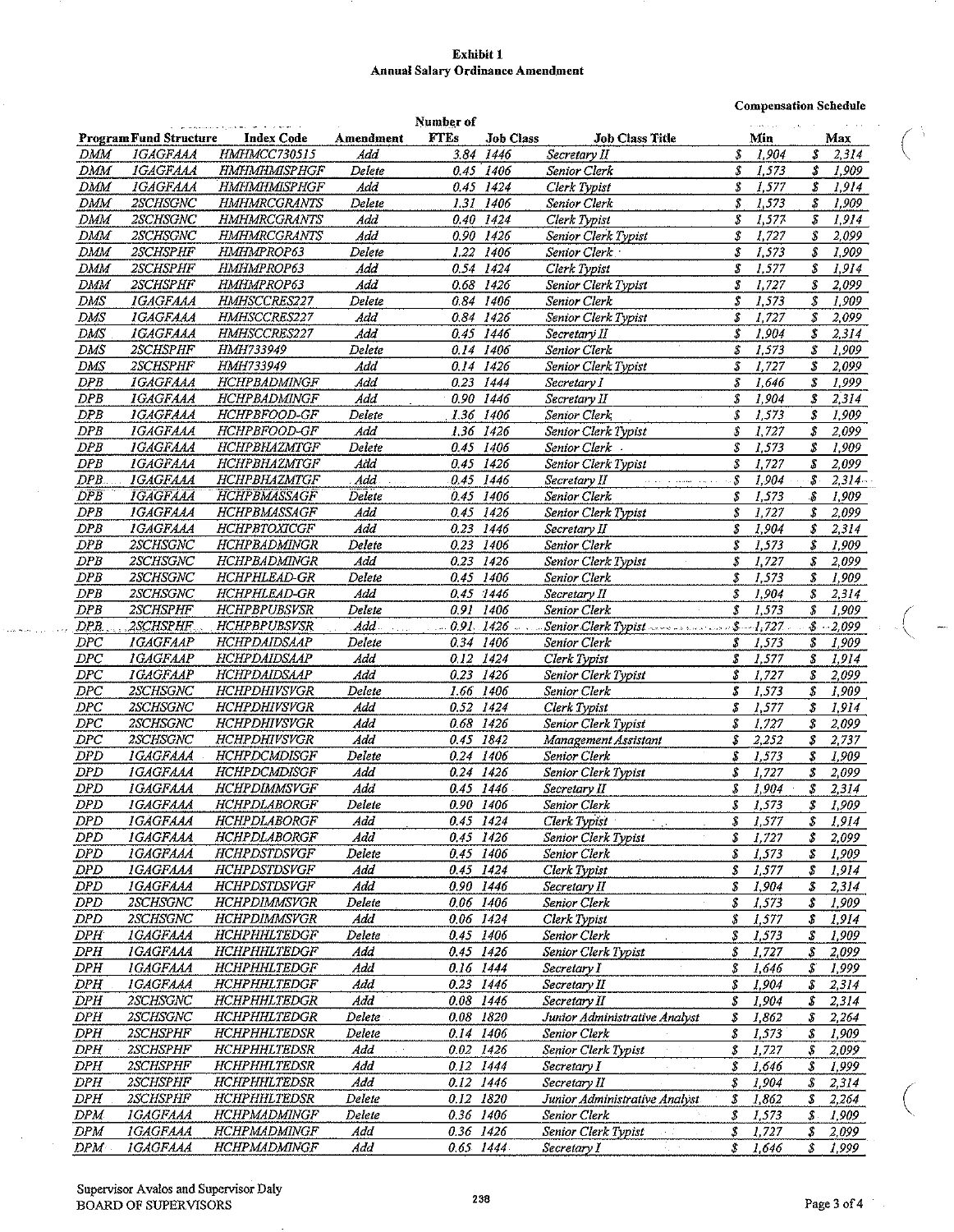**Exhibit 1**
**Annual Salary Ordinance Amendment**

| Program | Fund Structure | Index Code | Amendment | Number of FTEs | Job Class | Job Class Title | Compensation Schedule Min | Compensation Schedule Max |
|---|---|---|---|---|---|---|---|---|
| DMM | 1GAGFAAA | HMHMCC730515 | Add | 3.84 | 1446 | Secretary II | $ 1,904 | $ 2,314 |
| DMM | 1GAGFAAA | HMHMHMISPHGF | Delete | 0.45 | 1406 | Senior Clerk | $ 1,573 | $ 1,909 |
| DMM | 1GAGFAAA | HMHMHMISPHGF | Add | 0.45 | 1424 | Clerk Typist | $ 1,577 | $ 1,914 |
| DMM | 2SCHSGNC | HMHMRCGRANTS | Delete | 1.31 | 1406 | Senior Clerk | $ 1,573 | $ 1,909 |
| DMM | 2SCHSGNC | HMHMRCGRANTS | Add | 0.40 | 1424 | Clerk Typist | $ 1,577 | $ 1,914 |
| DMM | 2SCHSGNC | HMHMRCGRANTS | Add | 0.90 | 1426 | Senior Clerk Typist | $ 1,727 | $ 2,099 |
| DMM | 2SCHSPHF | HMHMPROP63 | Delete | 1.22 | 1406 | Senior Clerk | $ 1,573 | $ 1,909 |
| DMM | 2SCHSPHF | HMHMPROP63 | Add | 0.54 | 1424 | Clerk Typist | $ 1,577 | $ 1,914 |
| DMM | 2SCHSPHF | HMHMPROP63 | Add | 0.68 | 1426 | Senior Clerk Typist | $ 1,727 | $ 2,099 |
| DMS | 1GAGFAAA | HMHSCCRES227 | Delete | 0.84 | 1406 | Senior Clerk | $ 1,573 | $ 1,909 |
| DMS | 1GAGFAAA | HMHSCCRES227 | Add | 0.84 | 1426 | Senior Clerk Typist | $ 1,727 | $ 2,099 |
| DMS | 1GAGFAAA | HMHSCCRES227 | Add | 0.45 | 1446 | Secretary II | $ 1,904 | $ 2,314 |
| DMS | 2SCHSPHF | HMH733949 | Delete | 0.14 | 1406 | Senior Clerk | $ 1,573 | $ 1,909 |
| DMS | 2SCHSPHF | HMH733949 | Add | 0.14 | 1426 | Senior Clerk Typist | $ 1,727 | $ 2,099 |
| DPB | 1GAGFAAA | HCHPBADMINGF | Add | 0.23 | 1444 | Secretary I | $ 1,646 | $ 1,999 |
| DPB | 1GAGFAAA | HCHPBADMINGF | Add | 0.90 | 1446 | Secretary II | $ 1,904 | $ 2,314 |
| DPB | 1GAGFAAA | HCHPBFOOD-GF | Delete | 1.36 | 1406 | Senior Clerk | $ 1,573 | $ 1,909 |
| DPB | 1GAGFAAA | HCHPBFOOD-GF | Add | 1.36 | 1426 | Senior Clerk Typist | $ 1,727 | $ 2,099 |
| DPB | 1GAGFAAA | HCHPBHAZMTGF | Delete | 0.45 | 1406 | Senior Clerk | $ 1,573 | $ 1,909 |
| DPB | 1GAGFAAA | HCHPBHAZMTGF | Add | 0.45 | 1426 | Senior Clerk Typist | $ 1,727 | $ 2,099 |
| DPB | 1GAGFAAA | HCHPBHAZMTGF | Add | 0.45 | 1446 | Secretary II | $ 1,904 | $ 2,314 |
| DPB | 1GAGFAAA | HCHPBMASSAGF | Delete | 0.45 | 1406 | Senior Clerk | $ 1,573 | $ 1,909 |
| DPB | 1GAGFAAA | HCHPBMASSAGF | Add | 0.45 | 1426 | Senior Clerk Typist | $ 1,727 | $ 2,099 |
| DPB | 1GAGFAAA | HCHPBTOXICGF | Add | 0.23 | 1446 | Secretary II | $ 1,904 | $ 2,314 |
| DPB | 2SCHSGNC | HCHPBADMINGR | Delete | 0.23 | 1406 | Senior Clerk | $ 1,573 | $ 1,909 |
| DPB | 2SCHSGNC | HCHPBADMINGR | Add | 0.23 | 1426 | Senior Clerk Typist | $ 1,727 | $ 2,099 |
| DPB | 2SCHSGNC | HCHPHLEAD-GR | Delete | 0.45 | 1406 | Senior Clerk | $ 1,573 | $ 1,909 |
| DPB | 2SCHSGNC | HCHPHLEAD-GR | Add | 0.45 | 1446 | Secretary II | $ 1,904 | $ 2,314 |
| DPB | 2SCHSPHF | HCHPBPUBSVSR | Delete | 0.91 | 1406 | Senior Clerk | $ 1,573 | $ 1,909 |
| DPB | 2SCHSPHF | HCHPBPUBSVSR | Add | 0.91 | 1426 | Senior Clerk Typist | $ 1,727 | $ 2,099 |
| DPC | 1GAGFAAP | HCHPDAIDSAAP | Delete | 0.34 | 1406 | Senior Clerk | $ 1,573 | $ 1,909 |
| DPC | 1GAGFAAP | HCHPDAIDSAAP | Add | 0.12 | 1424 | Clerk Typist | $ 1,577 | $ 1,914 |
| DPC | 1GAGFAAP | HCHPDAIDSAAP | Add | 0.23 | 1426 | Senior Clerk Typist | $ 1,727 | $ 2,099 |
| DPC | 2SCHSGNC | HCHPDHIVSVGR | Delete | 1.66 | 1406 | Senior Clerk | $ 1,573 | $ 1,909 |
| DPC | 2SCHSGNC | HCHPDHIVSVGR | Add | 0.52 | 1424 | Clerk Typist | $ 1,577 | $ 1,914 |
| DPC | 2SCHSGNC | HCHPDHIVSVGR | Add | 0.68 | 1426 | Senior Clerk Typist | $ 1,727 | $ 2,099 |
| DPC | 2SCHSGNC | HCHPDHIVSVGR | Add | 0.45 | 1842 | Management Assistant | $ 2,252 | $ 2,737 |
| DPD | 1GAGFAAA | HCHPDCMDISGF | Delete | 0.24 | 1406 | Senior Clerk | $ 1,573 | $ 1,909 |
| DPD | 1GAGFAAA | HCHPDCMDISGF | Add | 0.24 | 1426 | Senior Clerk Typist | $ 1,727 | $ 2,099 |
| DPD | 1GAGFAAA | HCHPDIMMSVGF | Add | 0.45 | 1446 | Secretary II | $ 1,904 | $ 2,314 |
| DPD | 1GAGFAAA | HCHPDLABORGF | Delete | 0.90 | 1406 | Senior Clerk | $ 1,573 | $ 1,909 |
| DPD | 1GAGFAAA | HCHPDLABORGF | Add | 0.45 | 1424 | Clerk Typist | $ 1,577 | $ 1,914 |
| DPD | 1GAGFAAA | HCHPDLABORGF | Add | 0.45 | 1426 | Senior Clerk Typist | $ 1,727 | $ 2,099 |
| DPD | 1GAGFAAA | HCHPDSTDSVGF | Delete | 0.45 | 1406 | Senior Clerk | $ 1,573 | $ 1,909 |
| DPD | 1GAGFAAA | HCHPDSTDSVGF | Add | 0.45 | 1424 | Clerk Typist | $ 1,577 | $ 1,914 |
| DPD | 1GAGFAAA | HCHPDSTDSVGF | Add | 0.90 | 1446 | Secretary II | $ 1,904 | $ 2,314 |
| DPD | 2SCHSGNC | HCHPDIMMSVGR | Delete | 0.06 | 1406 | Senior Clerk | $ 1,573 | $ 1,909 |
| DPD | 2SCHSGNC | HCHPDIMMSVGR | Add | 0.06 | 1424 | Clerk Typist | $ 1,577 | $ 1,914 |
| DPH | 1GAGFAAA | HCHPHHLTEDGF | Delete | 0.45 | 1406 | Senior Clerk | $ 1,573 | $ 1,909 |
| DPH | 1GAGFAAA | HCHPHHLTEDGF | Add | 0.45 | 1426 | Senior Clerk Typist | $ 1,727 | $ 2,099 |
| DPH | 1GAGFAAA | HCHPHHLTEDGF | Add | 0.16 | 1444 | Secretary I | $ 1,646 | $ 1,999 |
| DPH | 1GAGFAAA | HCHPHHLTEDGF | Add | 0.23 | 1446 | Secretary II | $ 1,904 | $ 2,314 |
| DPH | 2SCHSGNC | HCHPHHLTEDGR | Add | 0.08 | 1446 | Secretary II | $ 1,904 | $ 2,314 |
| DPH | 2SCHSGNC | HCHPHHLTEDGR | Delete | 0.08 | 1820 | Junior Administrative Analyst | $ 1,862 | $ 2,264 |
| DPH | 2SCHSPHF | HCHPHHLTEDSR | Delete | 0.14 | 1406 | Senior Clerk | $ 1,573 | $ 1,909 |
| DPH | 2SCHSPHF | HCHPHHLTEDSR | Add | 0.02 | 1426 | Senior Clerk Typist | $ 1,727 | $ 2,099 |
| DPH | 2SCHSPHF | HCHPHHLTEDSR | Add | 0.12 | 1444 | Secretary I | $ 1,646 | $ 1,999 |
| DPH | 2SCHSPHF | HCHPHHLTEDSR | Add | 0.12 | 1446 | Secretary II | $ 1,904 | $ 2,314 |
| DPH | 2SCHSPHF | HCHPHHLTEDSR | Delete | 0.12 | 1820 | Junior Administrative Analyst | $ 1,862 | $ 2,264 |
| DPM | 1GAGFAAA | HCHPMADMINGF | Delete | 0.36 | 1406 | Senior Clerk | $ 1,573 | $ 1,909 |
| DPM | 1GAGFAAA | HCHPMADMINGF | Add | 0.36 | 1426 | Senior Clerk Typist | $ 1,727 | $ 2,099 |
| DPM | 1GAGFAAA | HCHPMADMINGF | Add | 0.65 | 1444 | Secretary I | $ 1,646 | $ 1,999 |

Supervisor Avalos and Supervisor Daly
BOARD OF SUPERVISORS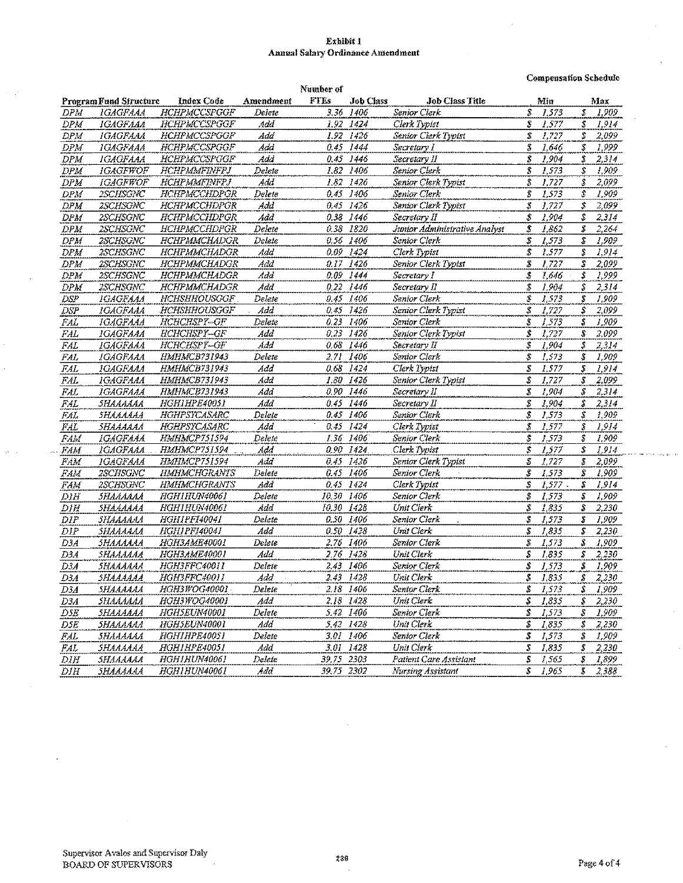**Exhibit 1**
**Annual Salary Ordinance Amendment**

**Compensation Schedule**

| Program | Fund Structure | Index Code | Amendment | Number of FTEs | Job Class | Job Class Title | Min | Max |
|---|---|---|---|---|---|---|---|---|
| DPM | 1GAGFAAA | HCHPMCCSPGGF | Delete | 3.36 | 1406 | Senior Clerk | $ 1,573 | $ 1,909 |
| DPM | 1GAGFAAA | HCHPMCCSPGGF | Add | 1.92 | 1424 | Clerk Typist | $ 1,577 | $ 1,914 |
| DPM | 1GAGFAAA | HCHPMCCSPGGF | Add | 1.92 | 1426 | Senior Clerk Typist | $ 1,727 | $ 2,099 |
| DPM | 1GAGFAAA | HCHPMCCSPGGF | Add | 0.45 | 1444 | Secretary I | $ 1,646 | $ 1,999 |
| DPM | 1GAGFAAA | HCHPMCCSPGGF | Add | 0.45 | 1446 | Secretary II | $ 1,904 | $ 2,314 |
| DPM | 1GAGFWOF | HCHPMMFINFPJ | Delete | 1.82 | 1406 | Senior Clerk | $ 1,573 | $ 1,909 |
| DPM | 1GAGFWOF | HCHPMMFINFPJ | Add | 1.82 | 1426 | Senior Clerk Typist | $ 1,727 | $ 2,099 |
| DPM | 2SCHSGNC | HCHPMCCHDPGR | Delete | 0.45 | 1406 | Senior Clerk | $ 1,573 | $ 1,909 |
| DPM | 2SCHSGNC | HCHPMCCHDPGR | Add | 0.45 | 1426 | Senior Clerk Typist | $ 1,727 | $ 2,099 |
| DPM | 2SCHSGNC | HCHPMCCHDPGR | Add | 0.38 | 1446 | Secretary II | $ 1,904 | $ 2,314 |
| DPM | 2SCHSGNC | HCHPMCCHDPGR | Delete | 0.38 | 1820 | Junior Administrative Analyst | $ 1,862 | $ 2,264 |
| DPM | 2SCHSGNC | HCHPMMCHADGR | Delete | 0.56 | 1406 | Senior Clerk | $ 1,573 | $ 1,909 |
| DPM | 2SCHSGNC | HCHPMMCHADGR | Add | 0.09 | 1424 | Clerk Typist | $ 1,577 | $ 1,914 |
| DPM | 2SCHSGNC | HCHPMMCHADGR | Add | 0.17 | 1426 | Senior Clerk Typist | $ 1,727 | $ 2,099 |
| DPM | 2SCHSGNC | HCHPMMCHADGR | Add | 0.09 | 1444 | Secretary I | $ 1,646 | $ 1,999 |
| DPM | 2SCHSGNC | HCHPMMCHADGR | Add | 0.22 | 1446 | Secretary II | $ 1,904 | $ 2,314 |
| DSP | 1GAGFAAA | HCHSHHOUSGGF | Delete | 0.45 | 1406 | Senior Clerk | $ 1,573 | $ 1,909 |
| DSP | 1GAGFAAA | HCHSHHOUSGGF | Add | 0.45 | 1426 | Senior Clerk Typist | $ 1,727 | $ 2,099 |
| FAL | 1GAGFAAA | HCHCHSPY--GF | Delete | 0.23 | 1406 | Senior Clerk | $ 1,573 | $ 1,909 |
| FAL | 1GAGFAAA | HCHCHSPY--GF | Add | 0.23 | 1426 | Senior Clerk Typist | $ 1,727 | $ 2,099 |
| FAL | 1GAGFAAA | HCHCHSPY--GF | Add | 0.68 | 1446 | Secretary II | $ 1,904 | $ 2,314 |
| FAL | 1GAGFAAA | HMHMCB731943 | Delete | 2.71 | 1406 | Senior Clerk | $ 1,573 | $ 1,909 |
| FAL | 1GAGFAAA | HMHMCB731943 | Add | 0.68 | 1424 | Clerk Typist | $ 1,577 | $ 1,914 |
| FAL | 1GAGFAAA | HMHMCB731943 | Add | 1.80 | 1426 | Senior Clerk Typist | $ 1,727 | $ 2,099 |
| FAL | 1GAGFAAA | HMHMCB731943 | Add | 0.90 | 1446 | Secretary II | $ 1,904 | $ 2,314 |
| FAL | 5HAAAAAA | HGH1HPE40051 | Add | 0.45 | 1446 | Secretary II | $ 1,904 | $ 2,314 |
| FAL | 5HAAAAAA | HGHPSYCASARC | Delete | 0.45 | 1406 | Senior Clerk | $ 1,573 | $ 1,909 |
| FAL | 5HAAAAAA | HGHPSYCASARC | Add | 0.45 | 1424 | Clerk Typist | $ 1,577 | $ 1,914 |
| FAM | 1GAGFAAA | HMHMCP751594 | Delete | 1.36 | 1406 | Senior Clerk | $ 1,573 | $ 1,909 |
| FAM | 1GAGFAAA | HMHMCP751594 | Add | 0.90 | 1424 | Clerk Typist | $ 1,577 | $ 1,914 |
| FAM | 1GAGFAAA | HMHMCP751594 | Add | 0.45 | 1426 | Senior Clerk Typist | $ 1,727 | $ 2,099 |
| FAM | 2SCHSGNC | HMHMCHGRANTS | Delete | 0.45 | 1406 | Senior Clerk | $ 1,573 | $ 1,909 |
| FAM | 2SCHSGNC | HMHMCHGRANTS | Add | 0.45 | 1424 | Clerk Typist | $ 1,577 | $ 1,914 |
| D1H | 5HAAAAAA | HGH1HUN40061 | Delete | 10.30 | 1406 | Senior Clerk | $ 1,573 | $ 1,909 |
| D1H | 5HAAAAAA | HGH1HUN40061 | Add | 10.30 | 1428 | Unit Clerk | $ 1,835 | $ 2,230 |
| D1P | 5HAAAAAA | HGH1PFI40041 | Delete | 0.50 | 1406 | Senior Clerk | $ 1,573 | $ 1,909 |
| D1P | 5HAAAAAA | HGH1PFI40041 | Add | 0.50 | 1428 | Unit Clerk | $ 1,835 | $ 2,230 |
| D3A | 5HAAAAAA | HGH3AME40001 | Delete | 2.76 | 1406 | Senior Clerk | $ 1,573 | $ 1,909 |
| D3A | 5HAAAAAA | HGH3AME40001 | Add | 2.76 | 1428 | Unit Clerk | $ 1,835 | $ 2,230 |
| D3A | 5HAAAAAA | HGH3FFC40011 | Delete | 2.43 | 1406 | Senior Clerk | $ 1,573 | $ 1,909 |
| D3A | 5HAAAAAA | HGH3FFC40011 | Add | 2.43 | 1428 | Unit Clerk | $ 1,835 | $ 2,230 |
| D3A | 5HAAAAAA | HGH3WOG40001 | Delete | 2.18 | 1406 | Senior Clerk | $ 1,573 | $ 1,909 |
| D3A | 5HAAAAAA | HGH3WOG40001 | Add | 2.18 | 1428 | Unit Clerk | $ 1,835 | $ 2,230 |
| D5E | 5HAAAAAA | HGH5EUN40001 | Delete | 5.42 | 1406 | Senior Clerk | $ 1,573 | $ 1,909 |
| D5E | 5HAAAAAA | HGH5EUN40001 | Add | 5.42 | 1428 | Unit Clerk | $ 1,835 | $ 2,230 |
| FAL | 5HAAAAAA | HGH1HPE40051 | Delete | 3.01 | 1406 | Senior Clerk | $ 1,573 | $ 1,909 |
| FAL | 5HAAAAAA | HGH1HPE40051 | Add | 3.01 | 1428 | Unit Clerk | $ 1,835 | $ 2,230 |
| D1H | 5HAAAAAA | HGH1HUN40061 | Delete | 39.75 | 2303 | Patient Care Assistant | $ 1,565 | $ 1,899 |
| D1H | 5HAAAAAA | HGH1HUN40061 | Add | 39.75 | 2302 | Nursing Assistant | $ 1,965 | $ 2,388 |

Supervisor Avalos and Supervisor Daly
BOARD OF SUPERVISORS